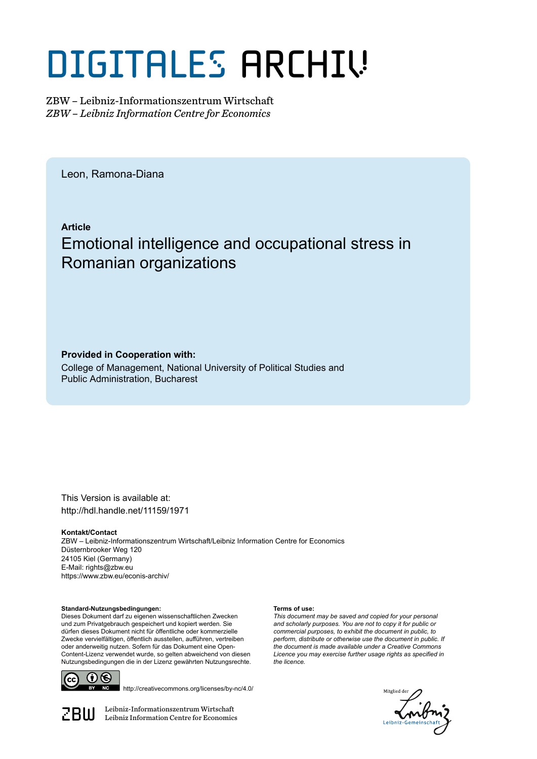# DIGITALES ARCHIV

ZBW – Leibniz-Informationszentrum Wirtschaft
*ZBW – Leibniz Information Centre for Economics*

Leon, Ramona-Diana

**Article**

## Emotional intelligence and occupational stress in Romanian organizations

**Provided in Cooperation with:**
College of Management, National University of Political Studies and Public Administration, Bucharest

This Version is available at:
http://hdl.handle.net/11159/1971

**Kontakt/Contact**
ZBW – Leibniz-Informationszentrum Wirtschaft/Leibniz Information Centre for Economics
Düsternbrooker Weg 120
24105 Kiel (Germany)
E-Mail: rights@zbw.eu
https://www.zbw.eu/econis-archiv/

**Standard-Nutzungsbedingungen:**
Dieses Dokument darf zu eigenen wissenschaftlichen Zwecken und zum Privatgebrauch gespeichert und kopiert werden. Sie dürfen dieses Dokument nicht für öffentliche oder kommerzielle Zwecke vervielfältigen, öffentlich ausstellen, aufführen, vertreiben oder anderweitig nutzen. Sofern für das Dokument eine Open-Content-Lizenz verwendet wurde, so gelten abweichend von diesen Nutzungsbedingungen die in der Lizenz gewährten Nutzungsrechte.

**Terms of use:**
*This document may be saved and copied for your personal and scholarly purposes. You are not to copy it for public or commercial purposes, to exhibit the document in public, to perform, distribute or otherwise use the document in public. If the document is made available under a Creative Commons Licence you may exercise further usage rights as specified in the licence.*

http://creativecommons.org/licenses/by-nc/4.0/

Leibniz-Informationszentrum Wirtschaft
Leibniz Information Centre for Economics

Mitglied der Leibniz-Gemeinschaft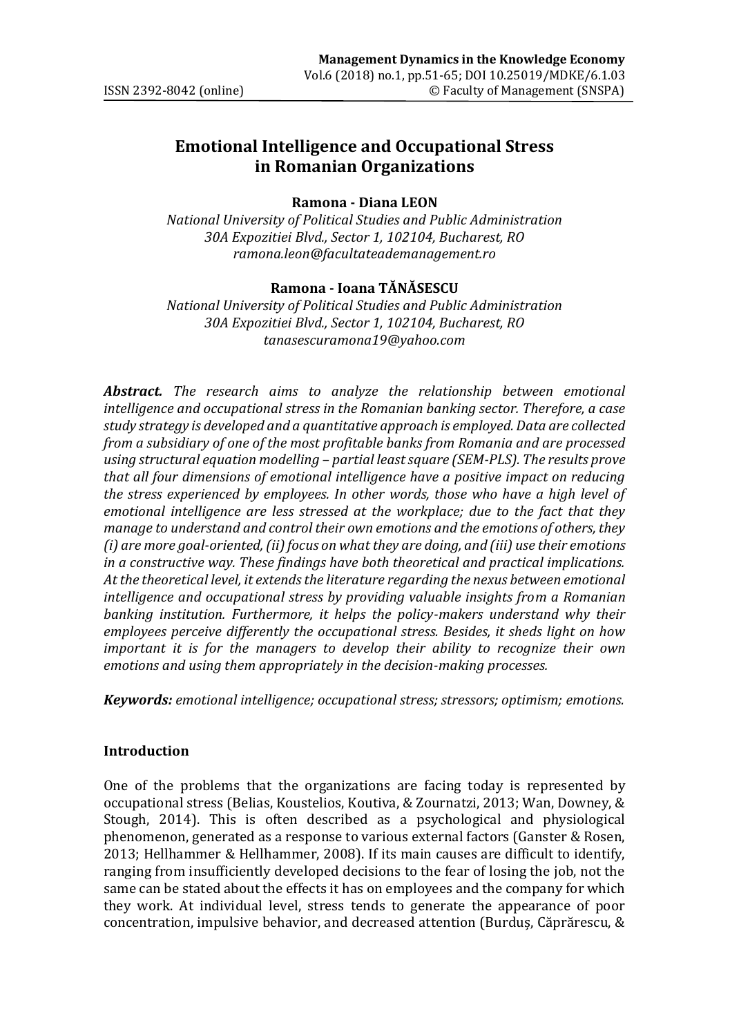# Emotional Intelligence and Occupational Stress in Romanian Organizations

**Ramona - Diana LEON**

*National University of Political Studies and Public Administration*
*30A Expozitiei Blvd., Sector 1, 102104, Bucharest, RO*
*ramona.leon@facultateademanagement.ro*

**Ramona - Ioana TĂNĂSESCU**

*National University of Political Studies and Public Administration*
*30A Expozitiei Blvd., Sector 1, 102104, Bucharest, RO*
*tanasescuramona19@yahoo.com*

***Abstract.*** *The research aims to analyze the relationship between emotional intelligence and occupational stress in the Romanian banking sector. Therefore, a case study strategy is developed and a quantitative approach is employed. Data are collected from a subsidiary of one of the most profitable banks from Romania and are processed using structural equation modelling – partial least square (SEM-PLS). The results prove that all four dimensions of emotional intelligence have a positive impact on reducing the stress experienced by employees. In other words, those who have a high level of emotional intelligence are less stressed at the workplace; due to the fact that they manage to understand and control their own emotions and the emotions of others, they (i) are more goal-oriented, (ii) focus on what they are doing, and (iii) use their emotions in a constructive way. These findings have both theoretical and practical implications. At the theoretical level, it extends the literature regarding the nexus between emotional intelligence and occupational stress by providing valuable insights from a Romanian banking institution. Furthermore, it helps the policy-makers understand why their employees perceive differently the occupational stress. Besides, it sheds light on how important it is for the managers to develop their ability to recognize their own emotions and using them appropriately in the decision-making processes.*

***Keywords:*** *emotional intelligence; occupational stress; stressors; optimism; emotions.*

## Introduction

One of the problems that the organizations are facing today is represented by occupational stress (Belias, Koustelios, Koutiva, & Zournatzi, 2013; Wan, Downey, & Stough, 2014). This is often described as a psychological and physiological phenomenon, generated as a response to various external factors (Ganster & Rosen, 2013; Hellhammer & Hellhammer, 2008). If its main causes are difficult to identify, ranging from insufficiently developed decisions to the fear of losing the job, not the same can be stated about the effects it has on employees and the company for which they work. At individual level, stress tends to generate the appearance of poor concentration, impulsive behavior, and decreased attention (Burduș, Căprărescu, &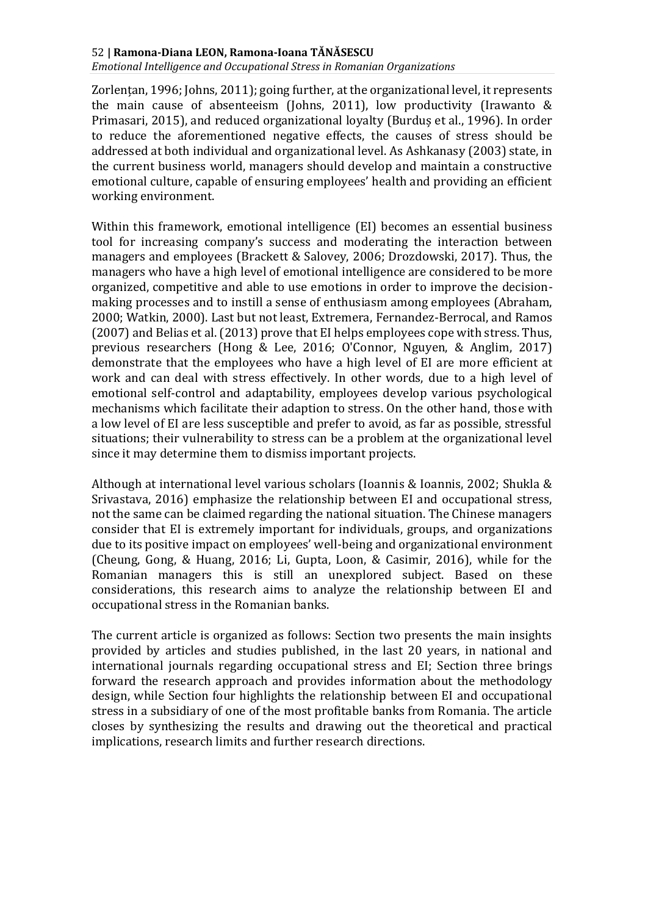Zorlențan, 1996; Johns, 2011); going further, at the organizational level, it represents the main cause of absenteeism (Johns, 2011), low productivity (Irawanto & Primasari, 2015), and reduced organizational loyalty (Burduș et al., 1996). In order to reduce the aforementioned negative effects, the causes of stress should be addressed at both individual and organizational level. As Ashkanasy (2003) state, in the current business world, managers should develop and maintain a constructive emotional culture, capable of ensuring employees' health and providing an efficient working environment.

Within this framework, emotional intelligence (EI) becomes an essential business tool for increasing company's success and moderating the interaction between managers and employees (Brackett & Salovey, 2006; Drozdowski, 2017). Thus, the managers who have a high level of emotional intelligence are considered to be more organized, competitive and able to use emotions in order to improve the decision-making processes and to instill a sense of enthusiasm among employees (Abraham, 2000; Watkin, 2000). Last but not least, Extremera, Fernandez-Berrocal, and Ramos (2007) and Belias et al. (2013) prove that EI helps employees cope with stress. Thus, previous researchers (Hong & Lee, 2016; O'Connor, Nguyen, & Anglim, 2017) demonstrate that the employees who have a high level of EI are more efficient at work and can deal with stress effectively. In other words, due to a high level of emotional self-control and adaptability, employees develop various psychological mechanisms which facilitate their adaption to stress. On the other hand, those with a low level of EI are less susceptible and prefer to avoid, as far as possible, stressful situations; their vulnerability to stress can be a problem at the organizational level since it may determine them to dismiss important projects.

Although at international level various scholars (Ioannis & Ioannis, 2002; Shukla & Srivastava, 2016) emphasize the relationship between EI and occupational stress, not the same can be claimed regarding the national situation. The Chinese managers consider that EI is extremely important for individuals, groups, and organizations due to its positive impact on employees' well-being and organizational environment (Cheung, Gong, & Huang, 2016; Li, Gupta, Loon, & Casimir, 2016), while for the Romanian managers this is still an unexplored subject. Based on these considerations, this research aims to analyze the relationship between EI and occupational stress in the Romanian banks.

The current article is organized as follows: Section two presents the main insights provided by articles and studies published, in the last 20 years, in national and international journals regarding occupational stress and EI; Section three brings forward the research approach and provides information about the methodology design, while Section four highlights the relationship between EI and occupational stress in a subsidiary of one of the most profitable banks from Romania. The article closes by synthesizing the results and drawing out the theoretical and practical implications, research limits and further research directions.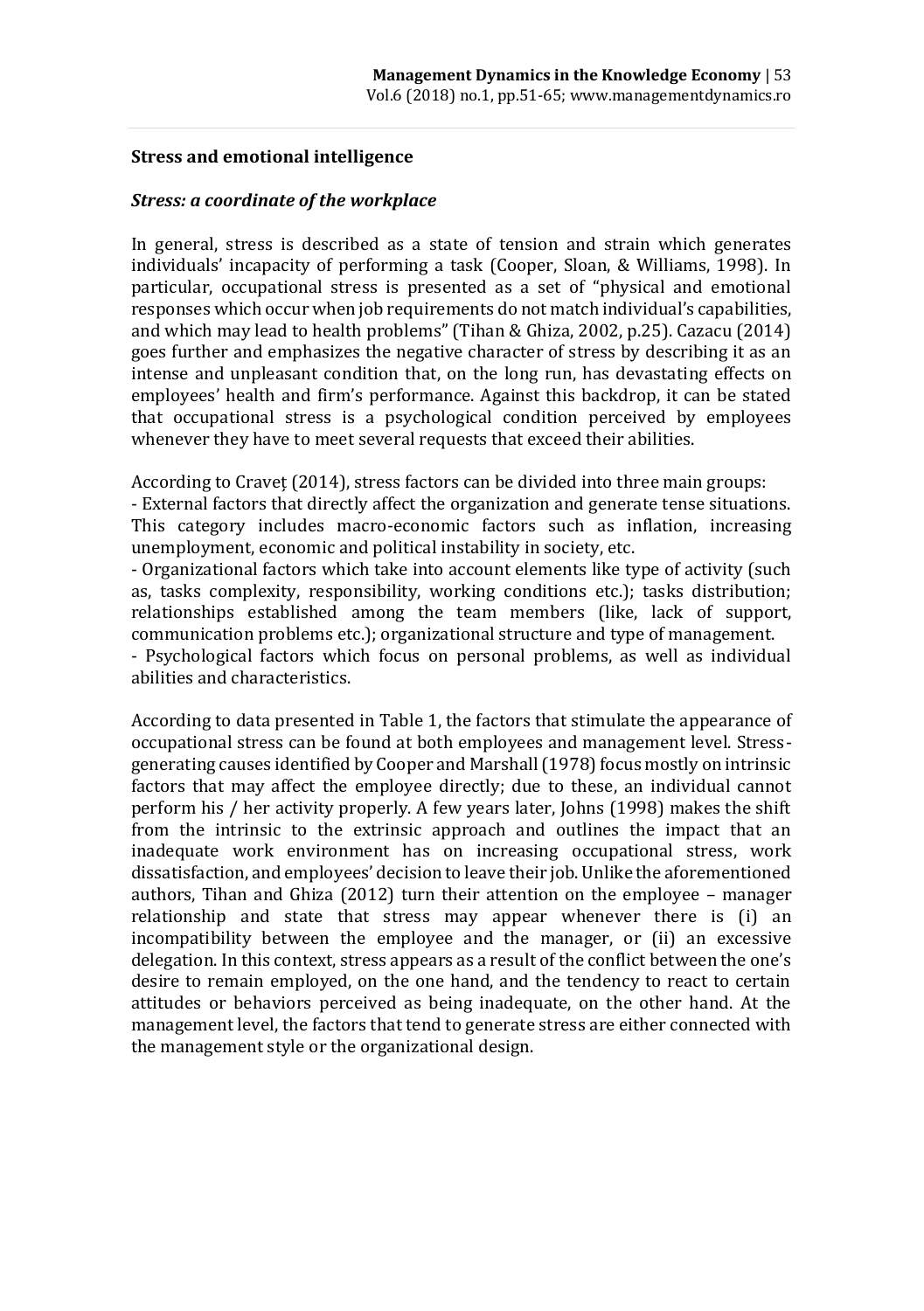## Stress and emotional intelligence

### *Stress: a coordinate of the workplace*

In general, stress is described as a state of tension and strain which generates individuals' incapacity of performing a task (Cooper, Sloan, & Williams, 1998). In particular, occupational stress is presented as a set of "physical and emotional responses which occur when job requirements do not match individual's capabilities, and which may lead to health problems" (Tihan & Ghiza, 2002, p.25). Cazacu (2014) goes further and emphasizes the negative character of stress by describing it as an intense and unpleasant condition that, on the long run, has devastating effects on employees' health and firm's performance. Against this backdrop, it can be stated that occupational stress is a psychological condition perceived by employees whenever they have to meet several requests that exceed their abilities.

According to Craveț (2014), stress factors can be divided into three main groups:
- External factors that directly affect the organization and generate tense situations. This category includes macro-economic factors such as inflation, increasing unemployment, economic and political instability in society, etc.
- Organizational factors which take into account elements like type of activity (such as, tasks complexity, responsibility, working conditions etc.); tasks distribution; relationships established among the team members (like, lack of support, communication problems etc.); organizational structure and type of management.
- Psychological factors which focus on personal problems, as well as individual abilities and characteristics.

According to data presented in Table 1, the factors that stimulate the appearance of occupational stress can be found at both employees and management level. Stress-generating causes identified by Cooper and Marshall (1978) focus mostly on intrinsic factors that may affect the employee directly; due to these, an individual cannot perform his / her activity properly. A few years later, Johns (1998) makes the shift from the intrinsic to the extrinsic approach and outlines the impact that an inadequate work environment has on increasing occupational stress, work dissatisfaction, and employees' decision to leave their job. Unlike the aforementioned authors, Tihan and Ghiza (2012) turn their attention on the employee – manager relationship and state that stress may appear whenever there is (i) an incompatibility between the employee and the manager, or (ii) an excessive delegation. In this context, stress appears as a result of the conflict between the one's desire to remain employed, on the one hand, and the tendency to react to certain attitudes or behaviors perceived as being inadequate, on the other hand. At the management level, the factors that tend to generate stress are either connected with the management style or the organizational design.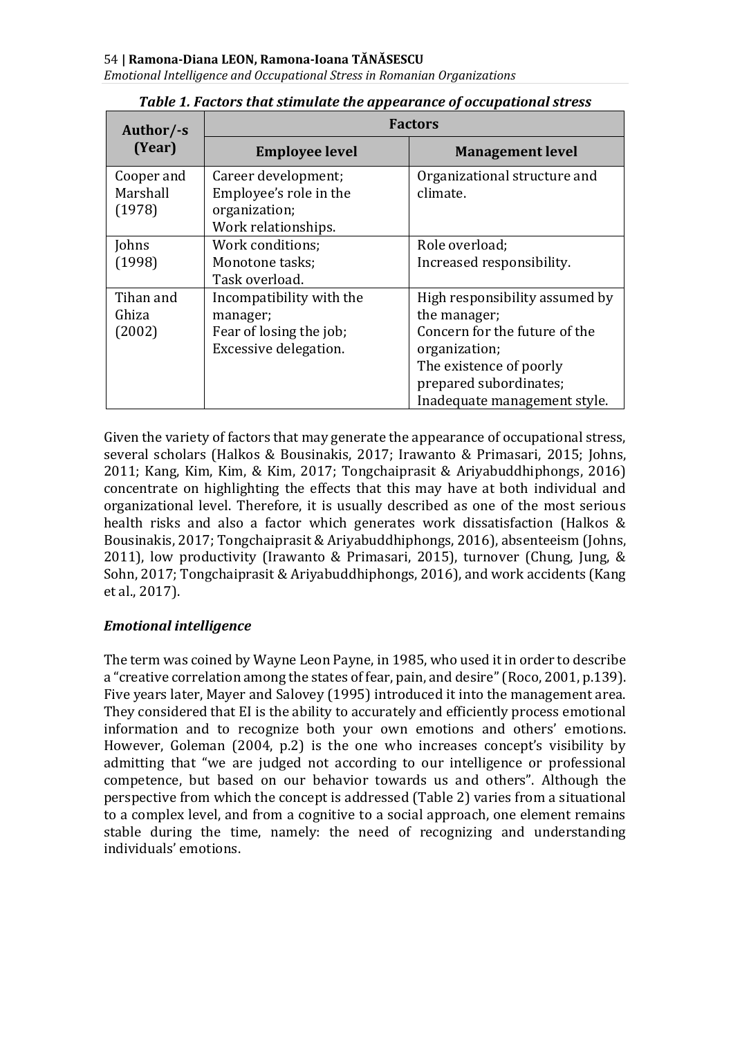*Table 1. Factors that stimulate the appearance of occupational stress*

| Author/-s (Year) | Factors | |
|---|---|---|
| | **Employee level** | **Management level** |
| Cooper and Marshall (1978) | Career development; Employee's role in the organization; Work relationships. | Organizational structure and climate. |
| Johns (1998) | Work conditions; Monotone tasks; Task overload. | Role overload; Increased responsibility. |
| Tihan and Ghiza (2002) | Incompatibility with the manager; Fear of losing the job; Excessive delegation. | High responsibility assumed by the manager; Concern for the future of the organization; The existence of poorly prepared subordinates; Inadequate management style. |

Given the variety of factors that may generate the appearance of occupational stress, several scholars (Halkos & Bousinakis, 2017; Irawanto & Primasari, 2015; Johns, 2011; Kang, Kim, Kim, & Kim, 2017; Tongchaiprasit & Ariyabuddhiphongs, 2016) concentrate on highlighting the effects that this may have at both individual and organizational level. Therefore, it is usually described as one of the most serious health risks and also a factor which generates work dissatisfaction (Halkos & Bousinakis, 2017; Tongchaiprasit & Ariyabuddhiphongs, 2016), absenteeism (Johns, 2011), low productivity (Irawanto & Primasari, 2015), turnover (Chung, Jung, & Sohn, 2017; Tongchaiprasit & Ariyabuddhiphongs, 2016), and work accidents (Kang et al., 2017).

### *Emotional intelligence*

The term was coined by Wayne Leon Payne, in 1985, who used it in order to describe a "creative correlation among the states of fear, pain, and desire" (Roco, 2001, p.139). Five years later, Mayer and Salovey (1995) introduced it into the management area. They considered that EI is the ability to accurately and efficiently process emotional information and to recognize both your own emotions and others' emotions. However, Goleman (2004, p.2) is the one who increases concept's visibility by admitting that "we are judged not according to our intelligence or professional competence, but based on our behavior towards us and others". Although the perspective from which the concept is addressed (Table 2) varies from a situational to a complex level, and from a cognitive to a social approach, one element remains stable during the time, namely: the need of recognizing and understanding individuals' emotions.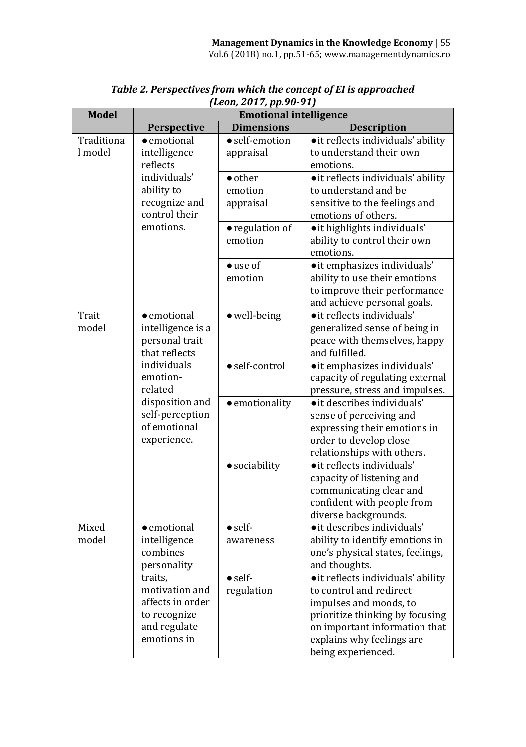***Table 2. Perspectives from which the concept of EI is approached (Leon, 2017, pp.90-91)***

| Model | Emotional intelligence | | |
|---|---|---|---|
| | **Perspective** | **Dimensions** | **Description** |
| Traditional model | ● emotional intelligence reflects individuals' ability to recognize and control their emotions. | ● self-emotion appraisal | ● it reflects individuals' ability to understand their own emotions. |
| | | ● other emotion appraisal | ● it reflects individuals' ability to understand and be sensitive to the feelings and emotions of others. |
| | | ● regulation of emotion | ● it highlights individuals' ability to control their own emotions. |
| | | ● use of emotion | ● it emphasizes individuals' ability to use their emotions to improve their performance and achieve personal goals. |
| Trait model | ● emotional intelligence is a personal trait that reflects individuals emotion-related disposition and self-perception of emotional experience. | ● well-being | ● it reflects individuals' generalized sense of being in peace with themselves, happy and fulfilled. |
| | | ● self-control | ● it emphasizes individuals' capacity of regulating external pressure, stress and impulses. |
| | | ● emotionality | ● it describes individuals' sense of perceiving and expressing their emotions in order to develop close relationships with others. |
| | | ● sociability | ● it reflects individuals' capacity of listening and communicating clear and confident with people from diverse backgrounds. |
| Mixed model | ● emotional intelligence combines personality traits, motivation and affects in order to recognize and regulate emotions in | ● self-awareness | ● it describes individuals' ability to identify emotions in one's physical states, feelings, and thoughts. |
| | | ● self-regulation | ● it reflects individuals' ability to control and redirect impulses and moods, to prioritize thinking by focusing on important information that explains why feelings are being experienced. |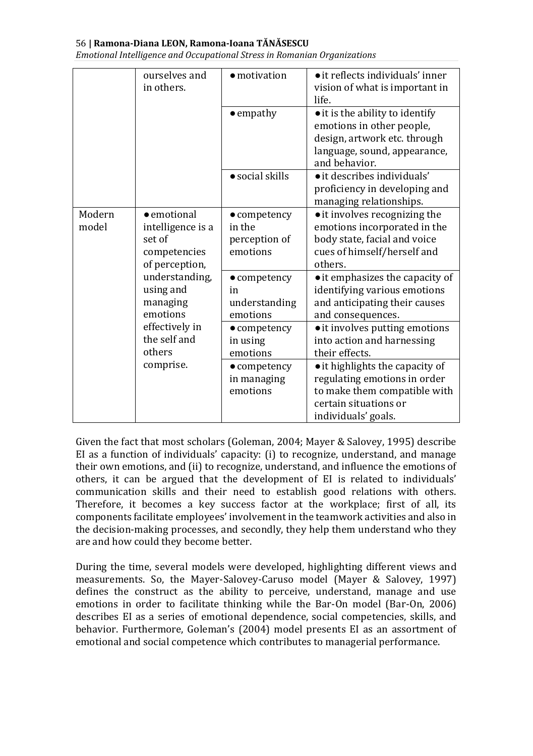| | | | |
|---|---|---|---|
| | ourselves and in others. | • motivation | • it reflects individuals' inner vision of what is important in life. |
| | | • empathy | • it is the ability to identify emotions in other people, design, artwork etc. through language, sound, appearance, and behavior. |
| | | • social skills | • it describes individuals' proficiency in developing and managing relationships. |
| Modern model | • emotional intelligence is a set of competencies of perception, understanding, using and managing emotions effectively in the self and others comprise. | • competency in the perception of emotions | • it involves recognizing the emotions incorporated in the body state, facial and voice cues of himself/herself and others. |
| | | • competency in understanding emotions | • it emphasizes the capacity of identifying various emotions and anticipating their causes and consequences. |
| | | • competency in using emotions | • it involves putting emotions into action and harnessing their effects. |
| | | • competency in managing emotions | • it highlights the capacity of regulating emotions in order to make them compatible with certain situations or individuals' goals. |

Given the fact that most scholars (Goleman, 2004; Mayer & Salovey, 1995) describe EI as a function of individuals' capacity: (i) to recognize, understand, and manage their own emotions, and (ii) to recognize, understand, and influence the emotions of others, it can be argued that the development of EI is related to individuals' communication skills and their need to establish good relations with others. Therefore, it becomes a key success factor at the workplace; first of all, its components facilitate employees' involvement in the teamwork activities and also in the decision-making processes, and secondly, they help them understand who they are and how could they become better.

During the time, several models were developed, highlighting different views and measurements. So, the Mayer-Salovey-Caruso model (Mayer & Salovey, 1997) defines the construct as the ability to perceive, understand, manage and use emotions in order to facilitate thinking while the Bar-On model (Bar-On, 2006) describes EI as a series of emotional dependence, social competencies, skills, and behavior. Furthermore, Goleman's (2004) model presents EI as an assortment of emotional and social competence which contributes to managerial performance.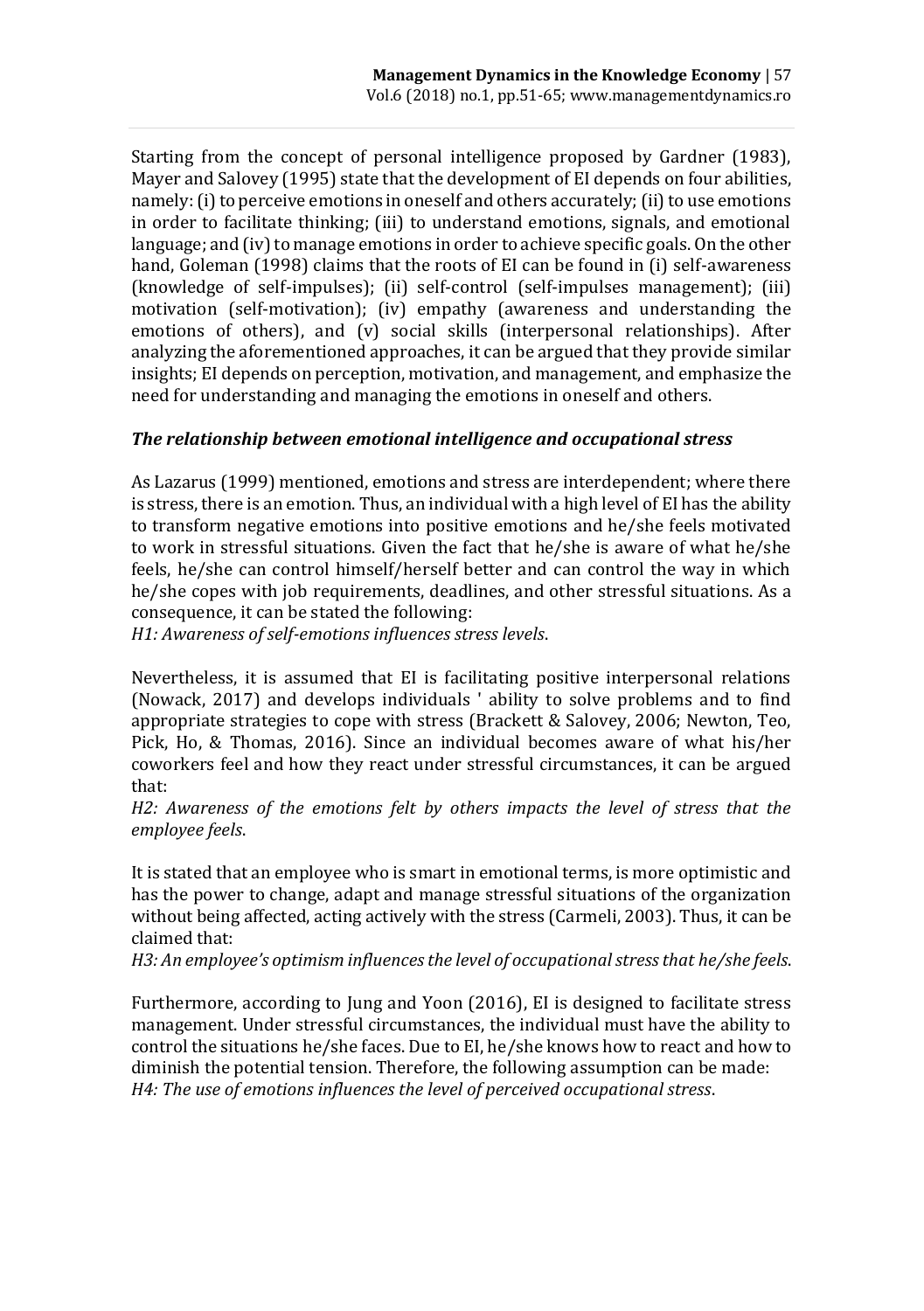Starting from the concept of personal intelligence proposed by Gardner (1983), Mayer and Salovey (1995) state that the development of EI depends on four abilities, namely: (i) to perceive emotions in oneself and others accurately; (ii) to use emotions in order to facilitate thinking; (iii) to understand emotions, signals, and emotional language; and (iv) to manage emotions in order to achieve specific goals. On the other hand, Goleman (1998) claims that the roots of EI can be found in (i) self-awareness (knowledge of self-impulses); (ii) self-control (self-impulses management); (iii) motivation (self-motivation); (iv) empathy (awareness and understanding the emotions of others), and (v) social skills (interpersonal relationships). After analyzing the aforementioned approaches, it can be argued that they provide similar insights; EI depends on perception, motivation, and management, and emphasize the need for understanding and managing the emotions in oneself and others.

### *The relationship between emotional intelligence and occupational stress*

As Lazarus (1999) mentioned, emotions and stress are interdependent; where there is stress, there is an emotion. Thus, an individual with a high level of EI has the ability to transform negative emotions into positive emotions and he/she feels motivated to work in stressful situations. Given the fact that he/she is aware of what he/she feels, he/she can control himself/herself better and can control the way in which he/she copes with job requirements, deadlines, and other stressful situations. As a consequence, it can be stated the following:
*H1: Awareness of self-emotions influences stress levels*.

Nevertheless, it is assumed that EI is facilitating positive interpersonal relations (Nowack, 2017) and develops individuals ' ability to solve problems and to find appropriate strategies to cope with stress (Brackett & Salovey, 2006; Newton, Teo, Pick, Ho, & Thomas, 2016). Since an individual becomes aware of what his/her coworkers feel and how they react under stressful circumstances, it can be argued that:
*H2: Awareness of the emotions felt by others impacts the level of stress that the employee feels*.

It is stated that an employee who is smart in emotional terms, is more optimistic and has the power to change, adapt and manage stressful situations of the organization without being affected, acting actively with the stress (Carmeli, 2003). Thus, it can be claimed that:
*H3: An employee's optimism influences the level of occupational stress that he/she feels*.

Furthermore, according to Jung and Yoon (2016), EI is designed to facilitate stress management. Under stressful circumstances, the individual must have the ability to control the situations he/she faces. Due to EI, he/she knows how to react and how to diminish the potential tension. Therefore, the following assumption can be made:
*H4: The use of emotions influences the level of perceived occupational stress*.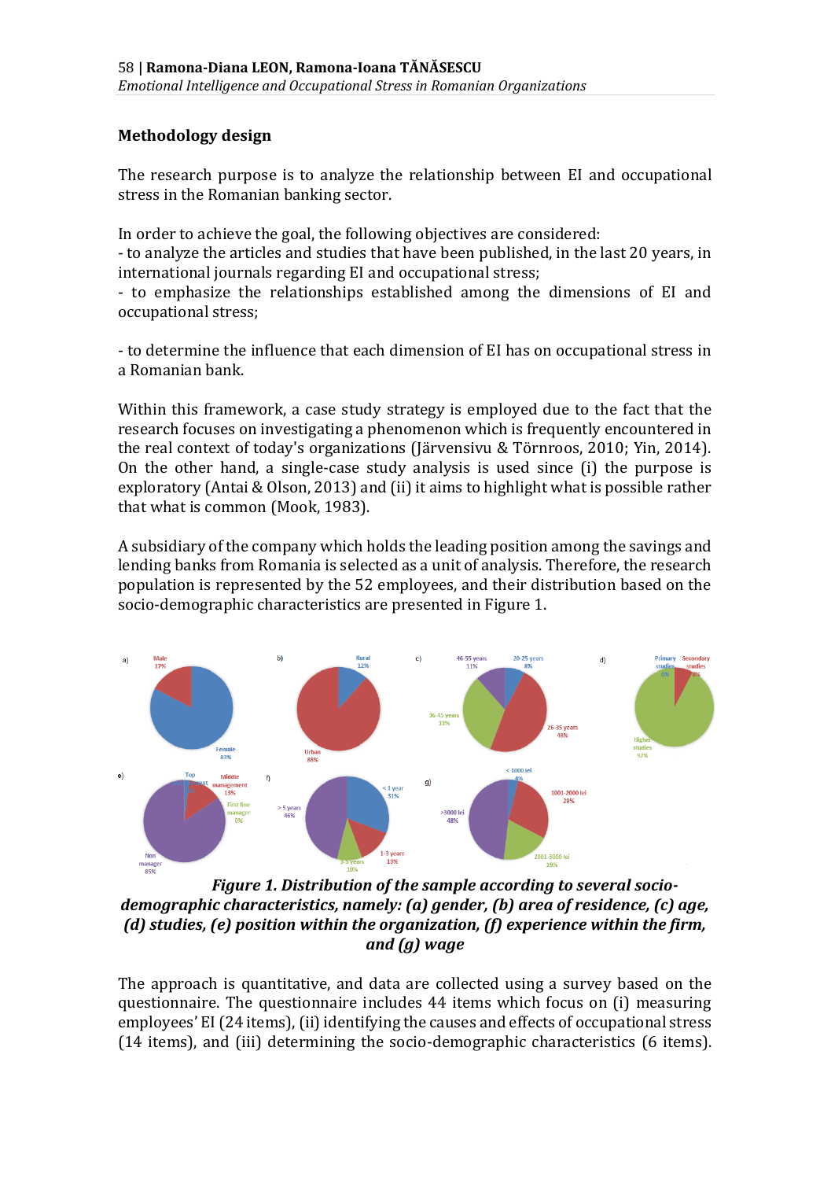## Methodology design

The research purpose is to analyze the relationship between EI and occupational stress in the Romanian banking sector.

In order to achieve the goal, the following objectives are considered:
- to analyze the articles and studies that have been published, in the last 20 years, in international journals regarding EI and occupational stress;
- to emphasize the relationships established among the dimensions of EI and occupational stress;

- to determine the influence that each dimension of EI has on occupational stress in a Romanian bank.

Within this framework, a case study strategy is employed due to the fact that the research focuses on investigating a phenomenon which is frequently encountered in the real context of today's organizations (Järvensivu & Törnroos, 2010; Yin, 2014). On the other hand, a single-case study analysis is used since (i) the purpose is exploratory (Antai & Olson, 2013) and (ii) it aims to highlight what is possible rather that what is common (Mook, 1983).

A subsidiary of the company which holds the leading position among the savings and lending banks from Romania is selected as a unit of analysis. Therefore, the research population is represented by the 52 employees, and their distribution based on the socio-demographic characteristics are presented in Figure 1.

***Figure 1. Distribution of the sample according to several socio-demographic characteristics, namely: (a) gender, (b) area of residence, (c) age, (d) studies, (e) position within the organization, (f) experience within the firm, and (g) wage***

The approach is quantitative, and data are collected using a survey based on the questionnaire. The questionnaire includes 44 items which focus on (i) measuring employees' EI (24 items), (ii) identifying the causes and effects of occupational stress (14 items), and (iii) determining the socio-demographic characteristics (6 items).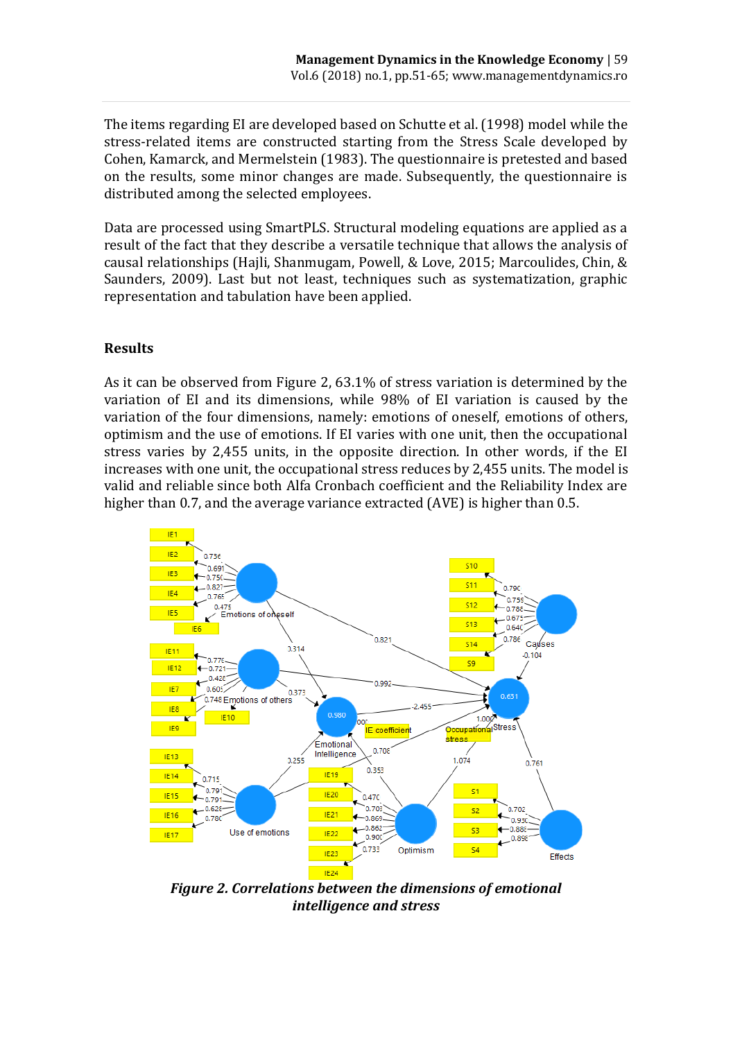The items regarding EI are developed based on Schutte et al. (1998) model while the stress-related items are constructed starting from the Stress Scale developed by Cohen, Kamarck, and Mermelstein (1983). The questionnaire is pretested and based on the results, some minor changes are made. Subsequently, the questionnaire is distributed among the selected employees.

Data are processed using SmartPLS. Structural modeling equations are applied as a result of the fact that they describe a versatile technique that allows the analysis of causal relationships (Hajli, Shanmugam, Powell, & Love, 2015; Marcoulides, Chin, & Saunders, 2009). Last but not least, techniques such as systematization, graphic representation and tabulation have been applied.

## Results

As it can be observed from Figure 2, 63.1% of stress variation is determined by the variation of EI and its dimensions, while 98% of EI variation is caused by the variation of the four dimensions, namely: emotions of oneself, emotions of others, optimism and the use of emotions. If EI varies with one unit, then the occupational stress varies by 2,455 units, in the opposite direction. In other words, if the EI increases with one unit, the occupational stress reduces by 2,455 units. The model is valid and reliable since both Alfa Cronbach coefficient and the Reliability Index are higher than 0.7, and the average variance extracted (AVE) is higher than 0.5.

***Figure 2. Correlations between the dimensions of emotional intelligence and stress***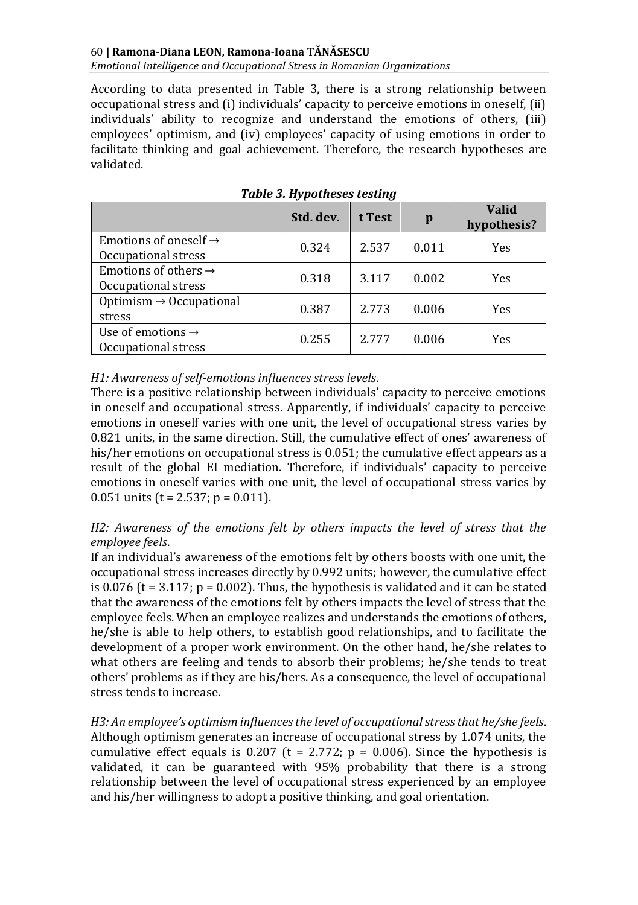According to data presented in Table 3, there is a strong relationship between occupational stress and (i) individuals' capacity to perceive emotions in oneself, (ii) individuals' ability to recognize and understand the emotions of others, (iii) employees' optimism, and (iv) employees' capacity of using emotions in order to facilitate thinking and goal achievement. Therefore, the research hypotheses are validated.

***Table 3. Hypotheses testing***

| | Std. dev. | t Test | p | Valid hypothesis? |
|---|---|---|---|---|
| Emotions of oneself → Occupational stress | 0.324 | 2.537 | 0.011 | Yes |
| Emotions of others → Occupational stress | 0.318 | 3.117 | 0.002 | Yes |
| Optimism → Occupational stress | 0.387 | 2.773 | 0.006 | Yes |
| Use of emotions → Occupational stress | 0.255 | 2.777 | 0.006 | Yes |

*H1: Awareness of self-emotions influences stress levels*.
There is a positive relationship between individuals' capacity to perceive emotions in oneself and occupational stress. Apparently, if individuals' capacity to perceive emotions in oneself varies with one unit, the level of occupational stress varies by 0.821 units, in the same direction. Still, the cumulative effect of ones' awareness of his/her emotions on occupational stress is 0.051; the cumulative effect appears as a result of the global EI mediation. Therefore, if individuals' capacity to perceive emotions in oneself varies with one unit, the level of occupational stress varies by 0.051 units ($t = 2.537$; $p = 0.011$).

*H2: Awareness of the emotions felt by others impacts the level of stress that the employee feels*.
If an individual's awareness of the emotions felt by others boosts with one unit, the occupational stress increases directly by 0.992 units; however, the cumulative effect is 0.076 ($t = 3.117$; $p = 0.002$). Thus, the hypothesis is validated and it can be stated that the awareness of the emotions felt by others impacts the level of stress that the employee feels. When an employee realizes and understands the emotions of others, he/she is able to help others, to establish good relationships, and to facilitate the development of a proper work environment. On the other hand, he/she relates to what others are feeling and tends to absorb their problems; he/she tends to treat others' problems as if they are his/hers. As a consequence, the level of occupational stress tends to increase.

*H3: An employee's optimism influences the level of occupational stress that he/she feels*.
Although optimism generates an increase of occupational stress by 1.074 units, the cumulative effect equals is 0.207 ($t = 2.772$; $p = 0.006$). Since the hypothesis is validated, it can be guaranteed with 95% probability that there is a strong relationship between the level of occupational stress experienced by an employee and his/her willingness to adopt a positive thinking, and goal orientation.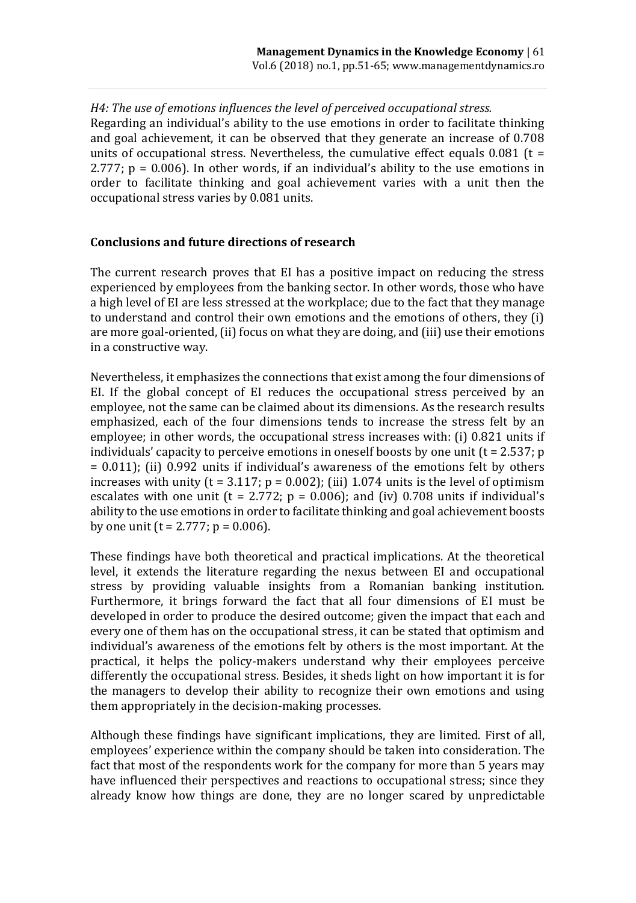*H4: The use of emotions influences the level of perceived occupational stress.*
Regarding an individual's ability to the use emotions in order to facilitate thinking and goal achievement, it can be observed that they generate an increase of 0.708 units of occupational stress. Nevertheless, the cumulative effect equals 0.081 ($t = 2.777$; $p = 0.006$). In other words, if an individual's ability to the use emotions in order to facilitate thinking and goal achievement varies with a unit then the occupational stress varies by 0.081 units.

## Conclusions and future directions of research

The current research proves that EI has a positive impact on reducing the stress experienced by employees from the banking sector. In other words, those who have a high level of EI are less stressed at the workplace; due to the fact that they manage to understand and control their own emotions and the emotions of others, they (i) are more goal-oriented, (ii) focus on what they are doing, and (iii) use their emotions in a constructive way.

Nevertheless, it emphasizes the connections that exist among the four dimensions of EI. If the global concept of EI reduces the occupational stress perceived by an employee, not the same can be claimed about its dimensions. As the research results emphasized, each of the four dimensions tends to increase the stress felt by an employee; in other words, the occupational stress increases with: (i) 0.821 units if individuals' capacity to perceive emotions in oneself boosts by one unit ($t = 2.537$; $p = 0.011$); (ii) 0.992 units if individual's awareness of the emotions felt by others increases with unity ($t = 3.117$; $p = 0.002$); (iii) 1.074 units is the level of optimism escalates with one unit ($t = 2.772$; $p = 0.006$); and (iv) 0.708 units if individual's ability to the use emotions in order to facilitate thinking and goal achievement boosts by one unit ($t = 2.777$; $p = 0.006$).

These findings have both theoretical and practical implications. At the theoretical level, it extends the literature regarding the nexus between EI and occupational stress by providing valuable insights from a Romanian banking institution. Furthermore, it brings forward the fact that all four dimensions of EI must be developed in order to produce the desired outcome; given the impact that each and every one of them has on the occupational stress, it can be stated that optimism and individual's awareness of the emotions felt by others is the most important. At the practical, it helps the policy-makers understand why their employees perceive differently the occupational stress. Besides, it sheds light on how important it is for the managers to develop their ability to recognize their own emotions and using them appropriately in the decision-making processes.

Although these findings have significant implications, they are limited. First of all, employees' experience within the company should be taken into consideration. The fact that most of the respondents work for the company for more than 5 years may have influenced their perspectives and reactions to occupational stress; since they already know how things are done, they are no longer scared by unpredictable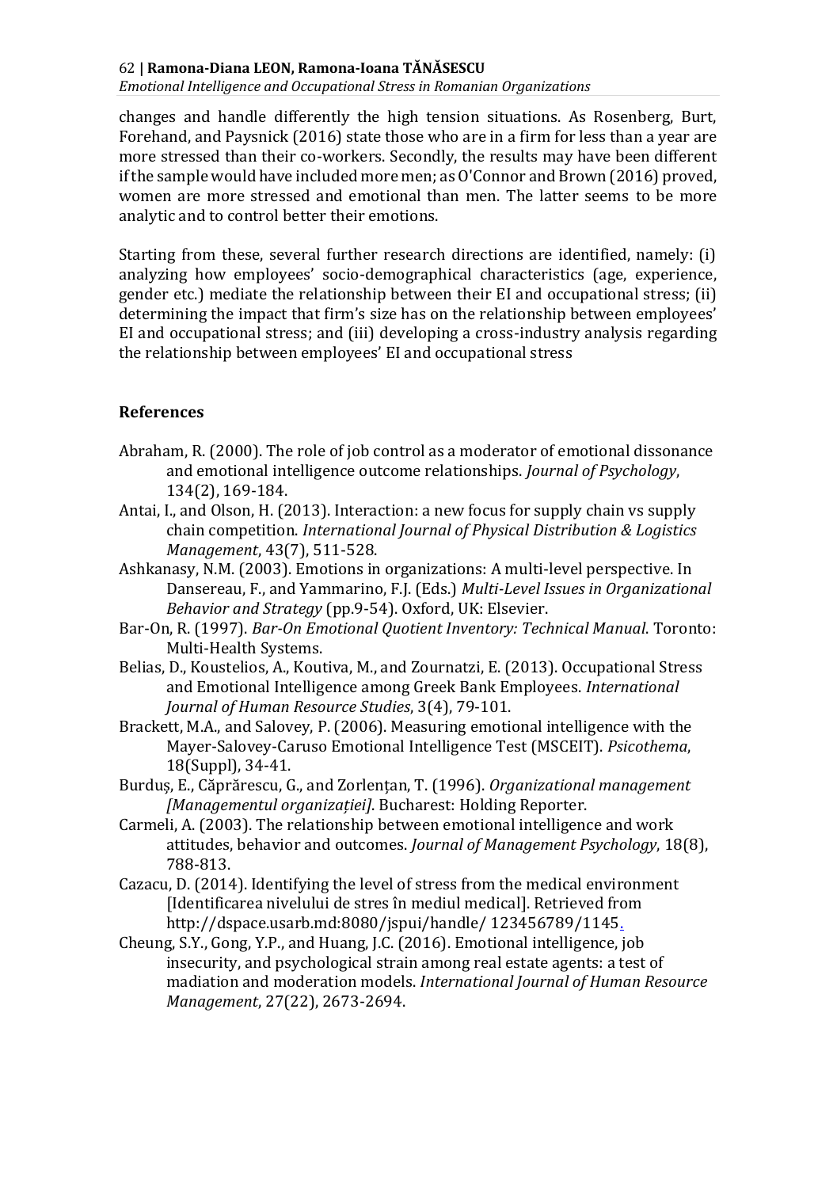changes and handle differently the high tension situations. As Rosenberg, Burt, Forehand, and Paysnick (2016) state those who are in a firm for less than a year are more stressed than their co-workers. Secondly, the results may have been different if the sample would have included more men; as O'Connor and Brown (2016) proved, women are more stressed and emotional than men. The latter seems to be more analytic and to control better their emotions.

Starting from these, several further research directions are identified, namely: (i) analyzing how employees' socio-demographical characteristics (age, experience, gender etc.) mediate the relationship between their EI and occupational stress; (ii) determining the impact that firm's size has on the relationship between employees' EI and occupational stress; and (iii) developing a cross-industry analysis regarding the relationship between employees' EI and occupational stress

## References

Abraham, R. (2000). The role of job control as a moderator of emotional dissonance and emotional intelligence outcome relationships. *Journal of Psychology*, 134(2), 169-184.

Antai, I., and Olson, H. (2013). Interaction: a new focus for supply chain vs supply chain competition. *International Journal of Physical Distribution & Logistics Management*, 43(7), 511-528.

Ashkanasy, N.M. (2003). Emotions in organizations: A multi-level perspective. In Dansereau, F., and Yammarino, F.J. (Eds.) *Multi-Level Issues in Organizational Behavior and Strategy* (pp.9-54). Oxford, UK: Elsevier.

Bar-On, R. (1997). *Bar-On Emotional Quotient Inventory: Technical Manual*. Toronto: Multi-Health Systems.

Belias, D., Koustelios, A., Koutiva, M., and Zournatzi, E. (2013). Occupational Stress and Emotional Intelligence among Greek Bank Employees. *International Journal of Human Resource Studies*, 3(4), 79-101.

Brackett, M.A., and Salovey, P. (2006). Measuring emotional intelligence with the Mayer-Salovey-Caruso Emotional Intelligence Test (MSCEIT). *Psicothema*, 18(Suppl), 34-41.

Burduș, E., Căprărescu, G., and Zorlențan, T. (1996). *Organizational management [Managementul organizației]*. Bucharest: Holding Reporter.

Carmeli, A. (2003). The relationship between emotional intelligence and work attitudes, behavior and outcomes. *Journal of Management Psychology*, 18(8), 788-813.

Cazacu, D. (2014). Identifying the level of stress from the medical environment [Identificarea nivelului de stres în mediul medical]. Retrieved from http://dspace.usarb.md:8080/jspui/handle/ 123456789/1145.

Cheung, S.Y., Gong, Y.P., and Huang, J.C. (2016). Emotional intelligence, job insecurity, and psychological strain among real estate agents: a test of madiation and moderation models. *International Journal of Human Resource Management*, 27(22), 2673-2694.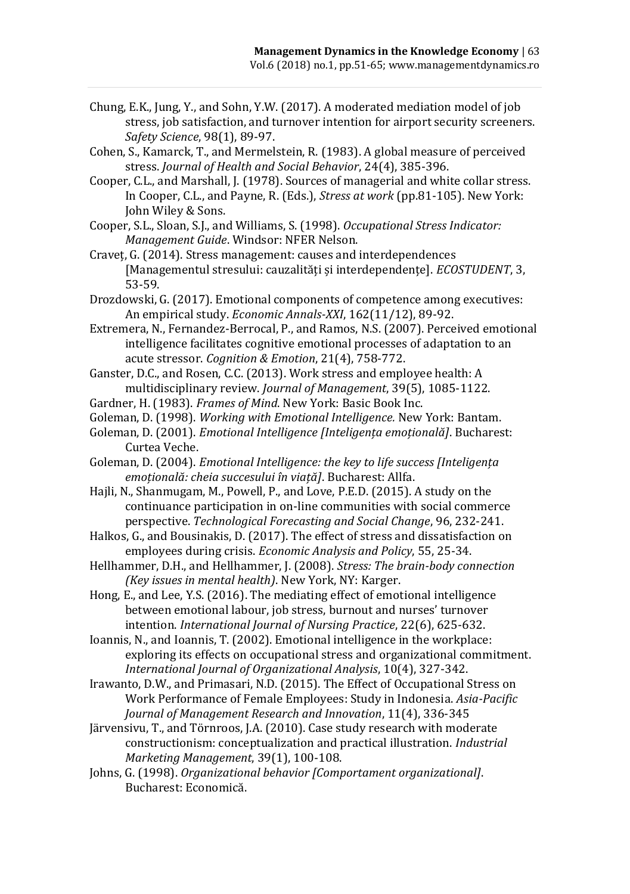Chung, E.K., Jung, Y., and Sohn, Y.W. (2017). A moderated mediation model of job stress, job satisfaction, and turnover intention for airport security screeners. *Safety Science*, 98(1), 89-97.

Cohen, S., Kamarck, T., and Mermelstein, R. (1983). A global measure of perceived stress. *Journal of Health and Social Behavior*, 24(4), 385-396.

Cooper, C.L., and Marshall, J. (1978). Sources of managerial and white collar stress. In Cooper, C.L., and Payne, R. (Eds.), *Stress at work* (pp.81-105). New York: John Wiley & Sons.

Cooper, S.L., Sloan, S.J., and Williams, S. (1998). *Occupational Stress Indicator: Management Guide*. Windsor: NFER Nelson.

Craveț, G. (2014). Stress management: causes and interdependences [Managementul stresului: cauzalități și interdependențe]. *ECOSTUDENT*, 3, 53-59.

Drozdowski, G. (2017). Emotional components of competence among executives: An empirical study. *Economic Annals-XXI*, 162(11/12), 89-92.

Extremera, N., Fernandez-Berrocal, P., and Ramos, N.S. (2007). Perceived emotional intelligence facilitates cognitive emotional processes of adaptation to an acute stressor. *Cognition & Emotion*, 21(4), 758-772.

Ganster, D.C., and Rosen, C.C. (2013). Work stress and employee health: A multidisciplinary review. *Journal of Management*, 39(5), 1085-1122.

Gardner, H. (1983). *Frames of Mind*. New York: Basic Book Inc.

Goleman, D. (1998). *Working with Emotional Intelligence.* New York: Bantam.

Goleman, D. (2001). *Emotional Intelligence [Inteligența emoțională]*. Bucharest: Curtea Veche.

Goleman, D. (2004). *Emotional Intelligence: the key to life success [Inteligența emoțională: cheia succesului în viață]*. Bucharest: Allfa.

Hajli, N., Shanmugam, M., Powell, P., and Love, P.E.D. (2015). A study on the continuance participation in on-line communities with social commerce perspective. *Technological Forecasting and Social Change*, 96, 232-241.

Halkos, G., and Bousinakis, D. (2017). The effect of stress and dissatisfaction on employees during crisis. *Economic Analysis and Policy*, 55, 25-34.

Hellhammer, D.H., and Hellhammer, J. (2008). *Stress: The brain-body connection (Key issues in mental health)*. New York, NY: Karger.

Hong, E., and Lee, Y.S. (2016). The mediating effect of emotional intelligence between emotional labour, job stress, burnout and nurses' turnover intention. *International Journal of Nursing Practice*, 22(6), 625-632.

Ioannis, N., and Ioannis, T. (2002). Emotional intelligence in the workplace: exploring its effects on occupational stress and organizational commitment. *International Journal of Organizational Analysis*, 10(4), 327-342.

Irawanto, D.W., and Primasari, N.D. (2015). The Effect of Occupational Stress on Work Performance of Female Employees: Study in Indonesia. *Asia-Pacific Journal of Management Research and Innovation*, 11(4), 336-345

Järvensivu, T., and Törnroos, J.A. (2010). Case study research with moderate constructionism: conceptualization and practical illustration. *Industrial Marketing Management*, 39(1), 100-108.

Johns, G. (1998). *Organizational behavior [Comportament organizational]*. Bucharest: Economică.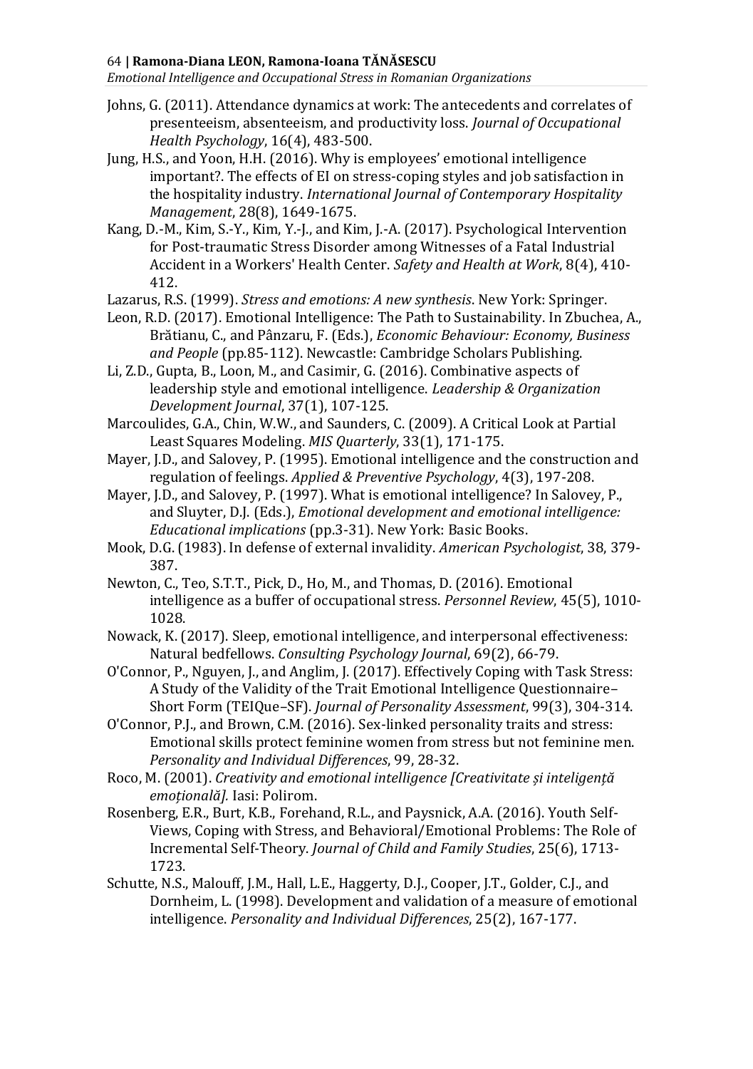Johns, G. (2011). Attendance dynamics at work: The antecedents and correlates of presenteeism, absenteeism, and productivity loss. *Journal of Occupational Health Psychology*, 16(4), 483-500.

Jung, H.S., and Yoon, H.H. (2016). Why is employees' emotional intelligence important?. The effects of EI on stress-coping styles and job satisfaction in the hospitality industry. *International Journal of Contemporary Hospitality Management*, 28(8), 1649-1675.

Kang, D.-M., Kim, S.-Y., Kim, Y.-J., and Kim, J.-A. (2017). Psychological Intervention for Post-traumatic Stress Disorder among Witnesses of a Fatal Industrial Accident in a Workers' Health Center. *Safety and Health at Work*, 8(4), 410-412.

Lazarus, R.S. (1999). *Stress and emotions: A new synthesis*. New York: Springer.

Leon, R.D. (2017). Emotional Intelligence: The Path to Sustainability. In Zbuchea, A., Brătianu, C., and Pânzaru, F. (Eds.), *Economic Behaviour: Economy, Business and People* (pp.85-112). Newcastle: Cambridge Scholars Publishing.

Li, Z.D., Gupta, B., Loon, M., and Casimir, G. (2016). Combinative aspects of leadership style and emotional intelligence. *Leadership & Organization Development Journal*, 37(1), 107-125.

Marcoulides, G.A., Chin, W.W., and Saunders, C. (2009). A Critical Look at Partial Least Squares Modeling. *MIS Quarterly*, 33(1), 171-175.

Mayer, J.D., and Salovey, P. (1995). Emotional intelligence and the construction and regulation of feelings. *Applied & Preventive Psychology*, 4(3), 197-208.

Mayer, J.D., and Salovey, P. (1997). What is emotional intelligence? In Salovey, P., and Sluyter, D.J. (Eds.), *Emotional development and emotional intelligence: Educational implications* (pp.3-31). New York: Basic Books.

Mook, D.G. (1983). In defense of external invalidity. *American Psychologist*, 38, 379-387.

Newton, C., Teo, S.T.T., Pick, D., Ho, M., and Thomas, D. (2016). Emotional intelligence as a buffer of occupational stress. *Personnel Review*, 45(5), 1010-1028.

Nowack, K. (2017). Sleep, emotional intelligence, and interpersonal effectiveness: Natural bedfellows. *Consulting Psychology Journal*, 69(2), 66-79.

O'Connor, P., Nguyen, J., and Anglim, J. (2017). Effectively Coping with Task Stress: A Study of the Validity of the Trait Emotional Intelligence Questionnaire–Short Form (TEIQue–SF). *Journal of Personality Assessment*, 99(3), 304-314.

O'Connor, P.J., and Brown, C.M. (2016). Sex-linked personality traits and stress: Emotional skills protect feminine women from stress but not feminine men. *Personality and Individual Differences*, 99, 28-32.

Roco, M. (2001). *Creativity and emotional intelligence [Creativitate și inteligență emoțională].* Iasi: Polirom.

Rosenberg, E.R., Burt, K.B., Forehand, R.L., and Paysnick, A.A. (2016). Youth Self-Views, Coping with Stress, and Behavioral/Emotional Problems: The Role of Incremental Self-Theory. *Journal of Child and Family Studies*, 25(6), 1713-1723.

Schutte, N.S., Malouff, J.M., Hall, L.E., Haggerty, D.J., Cooper, J.T., Golder, C.J., and Dornheim, L. (1998). Development and validation of a measure of emotional intelligence. *Personality and Individual Differences*, 25(2), 167-177.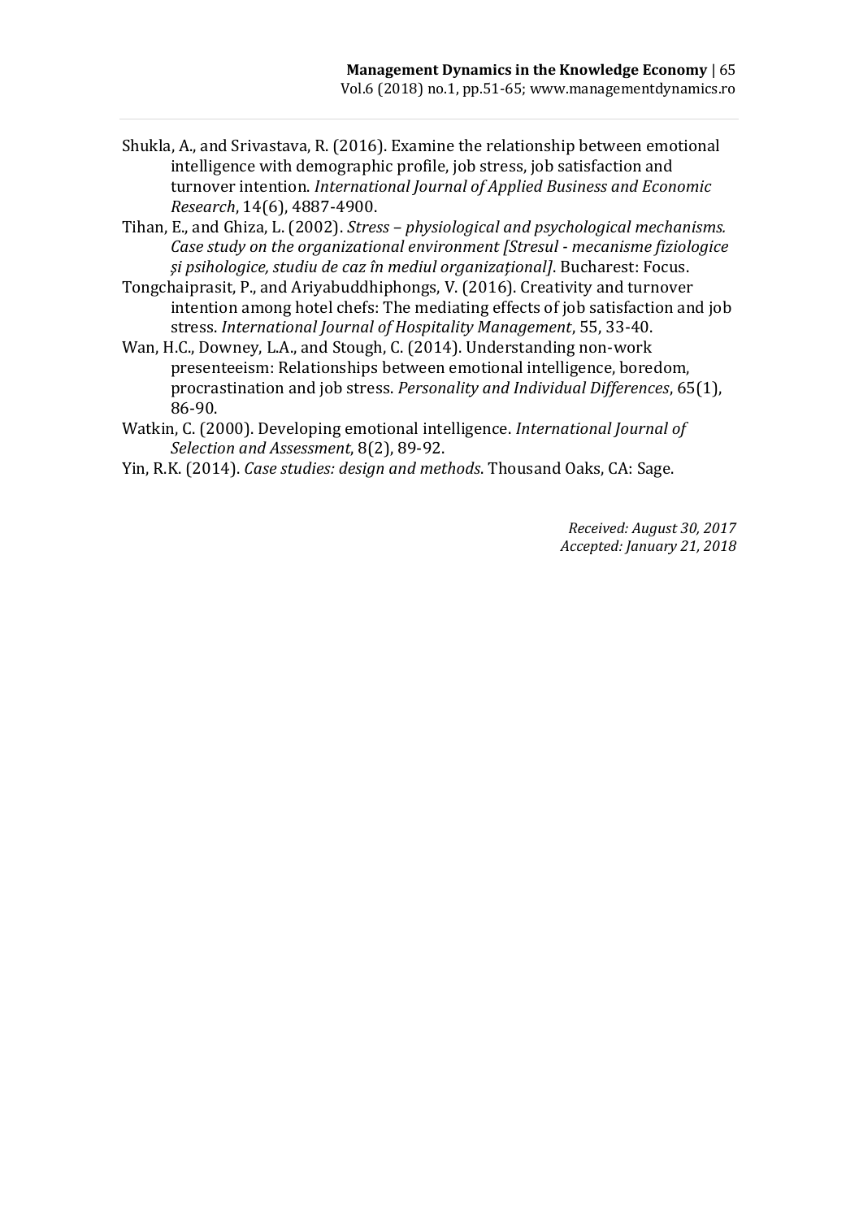Shukla, A., and Srivastava, R. (2016). Examine the relationship between emotional intelligence with demographic profile, job stress, job satisfaction and turnover intention. *International Journal of Applied Business and Economic Research*, 14(6), 4887-4900.

Tihan, E., and Ghiza, L. (2002). *Stress – physiological and psychological mechanisms. Case study on the organizational environment [Stresul - mecanisme fiziologice și psihologice, studiu de caz în mediul organizațional]*. Bucharest: Focus.

Tongchaiprasit, P., and Ariyabuddhiphongs, V. (2016). Creativity and turnover intention among hotel chefs: The mediating effects of job satisfaction and job stress. *International Journal of Hospitality Management*, 55, 33-40.

Wan, H.C., Downey, L.A., and Stough, C. (2014). Understanding non-work presenteeism: Relationships between emotional intelligence, boredom, procrastination and job stress. *Personality and Individual Differences*, 65(1), 86-90.

Watkin, C. (2000). Developing emotional intelligence. *International Journal of Selection and Assessment*, 8(2), 89-92.

Yin, R.K. (2014). *Case studies: design and methods*. Thousand Oaks, CA: Sage.

*Received: August 30, 2017*
*Accepted: January 21, 2018*